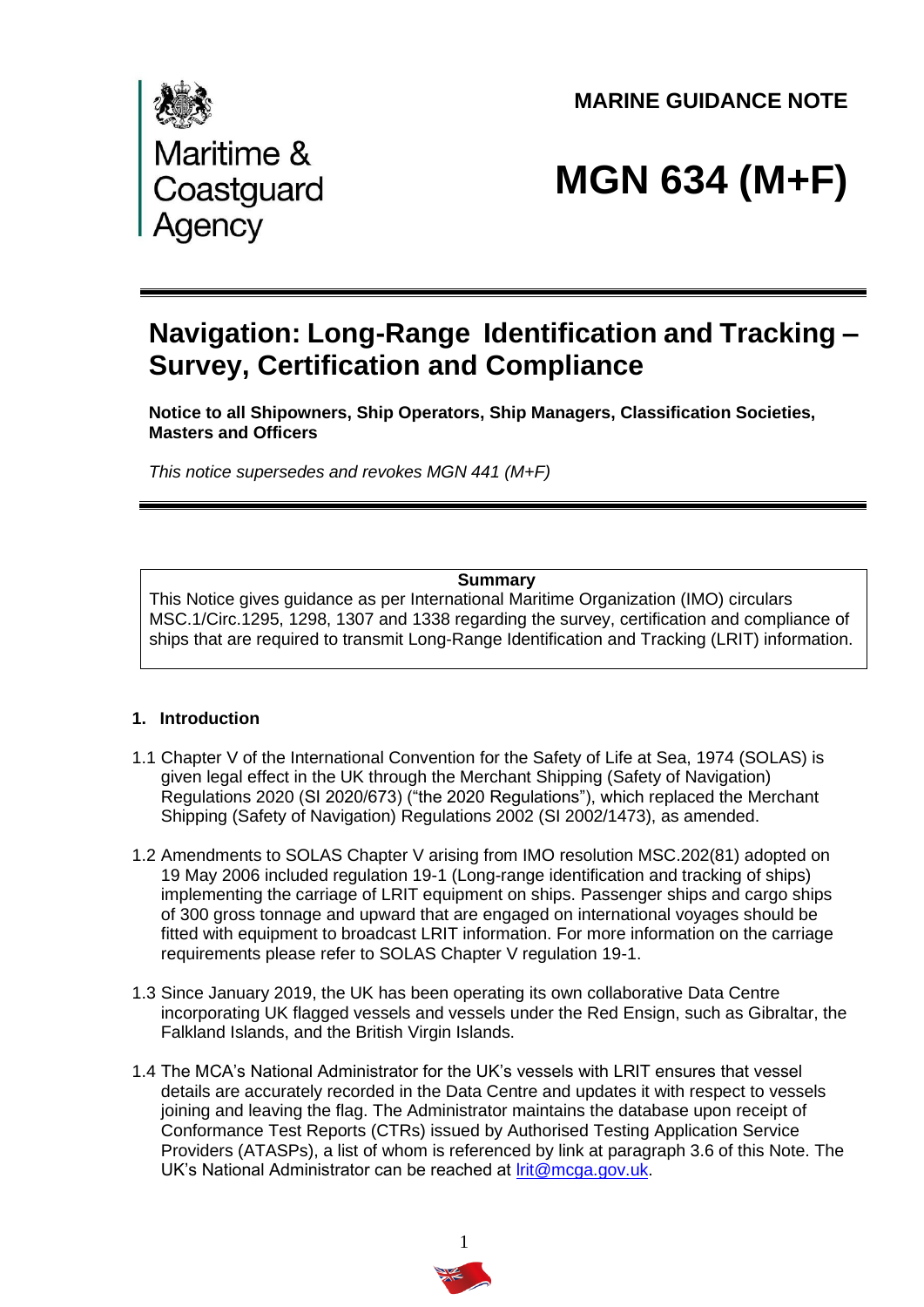Maritime & Coastguard Agency

**MARINE GUIDANCE NOTE**

# MGN 634 (M+F)

## Navigation: Long-Range Identification and Tracking – Survey, Certification and Compliance

**Notice to all Shipowners, Ship Operators, Ship Managers, Classification Societies, Masters and Officers**

*This notice supersedes and revokes MGN 441 (M+F)*

**Summary**

This Notice gives guidance as per International Maritime Organization (IMO) circulars MSC.1/Circ.1295, 1298, 1307 and 1338 regarding the survey, certification and compliance of ships that are required to transmit Long-Range Identification and Tracking (LRIT) information.

### 1. Introduction

1.1 Chapter V of the International Convention for the Safety of Life at Sea, 1974 (SOLAS) is given legal effect in the UK through the Merchant Shipping (Safety of Navigation) Regulations 2020 (SI 2020/673) ("the 2020 Regulations"), which replaced the Merchant Shipping (Safety of Navigation) Regulations 2002 (SI 2002/1473), as amended.

1.2 Amendments to SOLAS Chapter V arising from IMO resolution MSC.202(81) adopted on 19 May 2006 included regulation 19-1 (Long-range identification and tracking of ships) implementing the carriage of LRIT equipment on ships. Passenger ships and cargo ships of 300 gross tonnage and upward that are engaged on international voyages should be fitted with equipment to broadcast LRIT information. For more information on the carriage requirements please refer to SOLAS Chapter V regulation 19-1.

1.3 Since January 2019, the UK has been operating its own collaborative Data Centre incorporating UK flagged vessels and vessels under the Red Ensign, such as Gibraltar, the Falkland Islands, and the British Virgin Islands.

1.4 The MCA's National Administrator for the UK's vessels with LRIT ensures that vessel details are accurately recorded in the Data Centre and updates it with respect to vessels joining and leaving the flag. The Administrator maintains the database upon receipt of Conformance Test Reports (CTRs) issued by Authorised Testing Application Service Providers (ATASPs), a list of whom is referenced by link at paragraph 3.6 of this Note. The UK's National Administrator can be reached at lrit@mcga.gov.uk.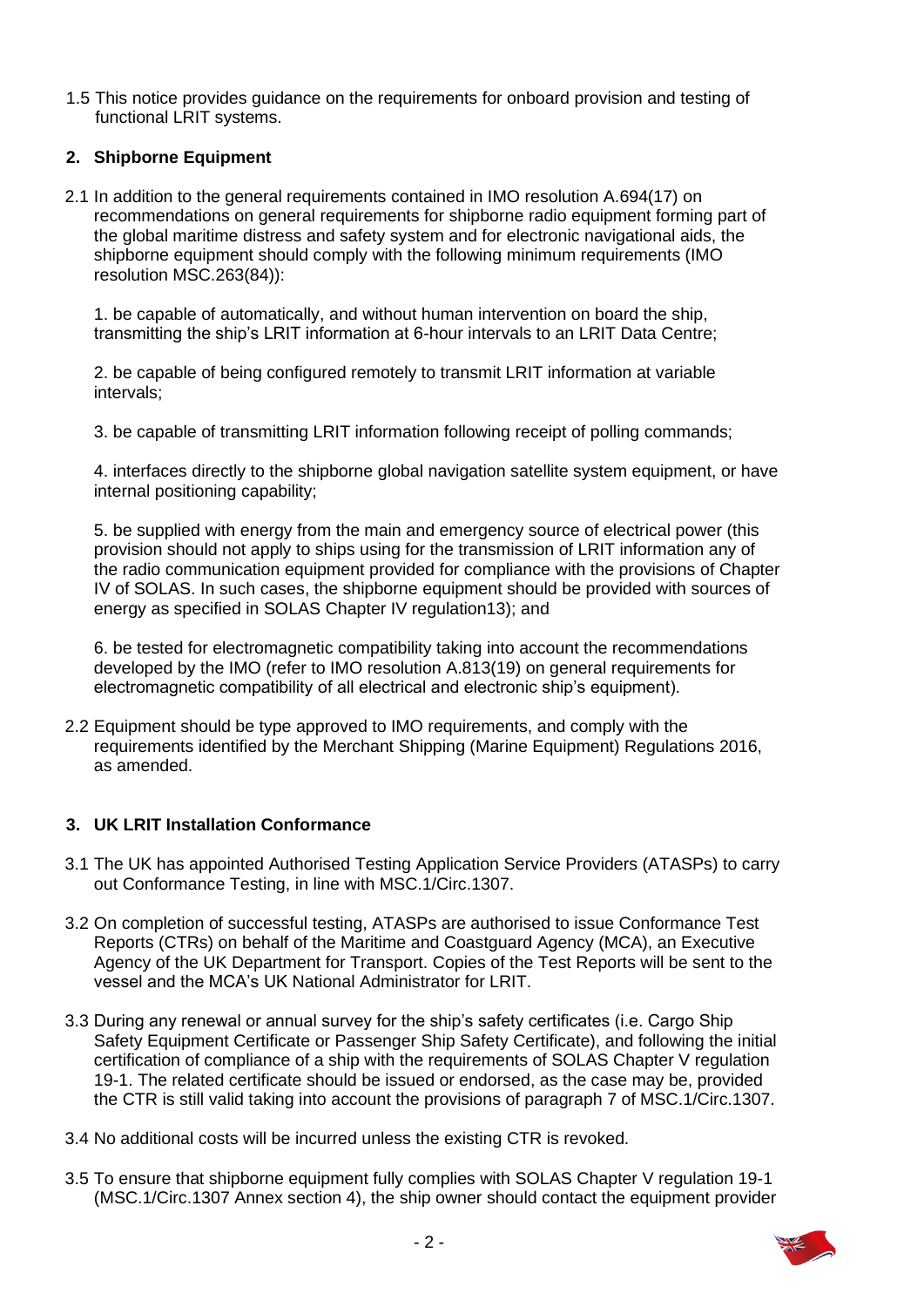1.5 This notice provides guidance on the requirements for onboard provision and testing of functional LRIT systems.

## 2. Shipborne Equipment

2.1 In addition to the general requirements contained in IMO resolution A.694(17) on recommendations on general requirements for shipborne radio equipment forming part of the global maritime distress and safety system and for electronic navigational aids, the shipborne equipment should comply with the following minimum requirements (IMO resolution MSC.263(84)):

1. be capable of automatically, and without human intervention on board the ship, transmitting the ship's LRIT information at 6-hour intervals to an LRIT Data Centre;

2. be capable of being configured remotely to transmit LRIT information at variable intervals;

3. be capable of transmitting LRIT information following receipt of polling commands;

4. interfaces directly to the shipborne global navigation satellite system equipment, or have internal positioning capability;

5. be supplied with energy from the main and emergency source of electrical power (this provision should not apply to ships using for the transmission of LRIT information any of the radio communication equipment provided for compliance with the provisions of Chapter IV of SOLAS. In such cases, the shipborne equipment should be provided with sources of energy as specified in SOLAS Chapter IV regulation13); and

6. be tested for electromagnetic compatibility taking into account the recommendations developed by the IMO (refer to IMO resolution A.813(19) on general requirements for electromagnetic compatibility of all electrical and electronic ship's equipment).

2.2 Equipment should be type approved to IMO requirements, and comply with the requirements identified by the Merchant Shipping (Marine Equipment) Regulations 2016, as amended.

## 3. UK LRIT Installation Conformance

3.1 The UK has appointed Authorised Testing Application Service Providers (ATASPs) to carry out Conformance Testing, in line with MSC.1/Circ.1307.

3.2 On completion of successful testing, ATASPs are authorised to issue Conformance Test Reports (CTRs) on behalf of the Maritime and Coastguard Agency (MCA), an Executive Agency of the UK Department for Transport. Copies of the Test Reports will be sent to the vessel and the MCA's UK National Administrator for LRIT.

3.3 During any renewal or annual survey for the ship's safety certificates (i.e. Cargo Ship Safety Equipment Certificate or Passenger Ship Safety Certificate), and following the initial certification of compliance of a ship with the requirements of SOLAS Chapter V regulation 19-1. The related certificate should be issued or endorsed, as the case may be, provided the CTR is still valid taking into account the provisions of paragraph 7 of MSC.1/Circ.1307.

3.4 No additional costs will be incurred unless the existing CTR is revoked.

3.5 To ensure that shipborne equipment fully complies with SOLAS Chapter V regulation 19-1 (MSC.1/Circ.1307 Annex section 4), the ship owner should contact the equipment provider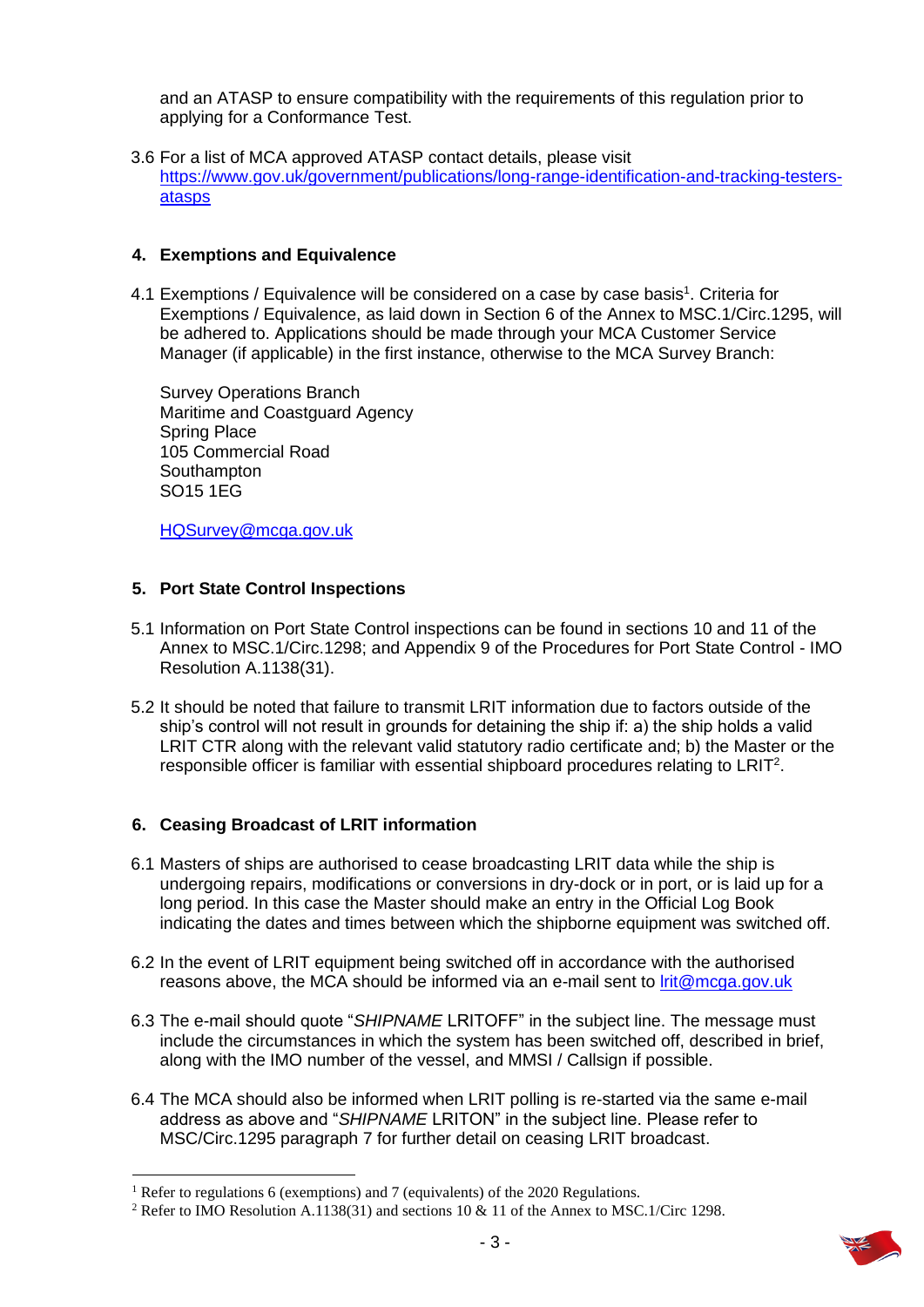and an ATASP to ensure compatibility with the requirements of this regulation prior to applying for a Conformance Test.

3.6 For a list of MCA approved ATASP contact details, please visit [https://www.gov.uk/government/publications/long-range-identification-and-tracking-testers-atasps](https://www.gov.uk/government/publications/long-range-identification-and-tracking-testers-atasps)

## 4. Exemptions and Equivalence

4.1 Exemptions / Equivalence will be considered on a case by case basis[1]. Criteria for Exemptions / Equivalence, as laid down in Section 6 of the Annex to MSC.1/Circ.1295, will be adhered to. Applications should be made through your MCA Customer Service Manager (if applicable) in the first instance, otherwise to the MCA Survey Branch:

Survey Operations Branch
Maritime and Coastguard Agency
Spring Place
105 Commercial Road
Southampton
SO15 1EG

[HQSurvey@mcga.gov.uk](mailto:HQSurvey@mcga.gov.uk)

## 5. Port State Control Inspections

5.1 Information on Port State Control inspections can be found in sections 10 and 11 of the Annex to MSC.1/Circ.1298; and Appendix 9 of the Procedures for Port State Control - IMO Resolution A.1138(31).

5.2 It should be noted that failure to transmit LRIT information due to factors outside of the ship's control will not result in grounds for detaining the ship if: a) the ship holds a valid LRIT CTR along with the relevant valid statutory radio certificate and; b) the Master or the responsible officer is familiar with essential shipboard procedures relating to LRIT[2].

## 6. Ceasing Broadcast of LRIT information

6.1 Masters of ships are authorised to cease broadcasting LRIT data while the ship is undergoing repairs, modifications or conversions in dry-dock or in port, or is laid up for a long period. In this case the Master should make an entry in the Official Log Book indicating the dates and times between which the shipborne equipment was switched off.

6.2 In the event of LRIT equipment being switched off in accordance with the authorised reasons above, the MCA should be informed via an e-mail sent to [lrit@mcga.gov.uk](mailto:lrit@mcga.gov.uk)

6.3 The e-mail should quote "*SHIPNAME* LRITOFF" in the subject line. The message must include the circumstances in which the system has been switched off, described in brief, along with the IMO number of the vessel, and MMSI / Callsign if possible.

6.4 The MCA should also be informed when LRIT polling is re-started via the same e-mail address as above and "*SHIPNAME* LRITON" in the subject line. Please refer to MSC/Circ.1295 paragraph 7 for further detail on ceasing LRIT broadcast.

---

[1] Refer to regulations 6 (exemptions) and 7 (equivalents) of the 2020 Regulations.

[2] Refer to IMO Resolution A.1138(31) and sections 10 & 11 of the Annex to MSC.1/Circ 1298.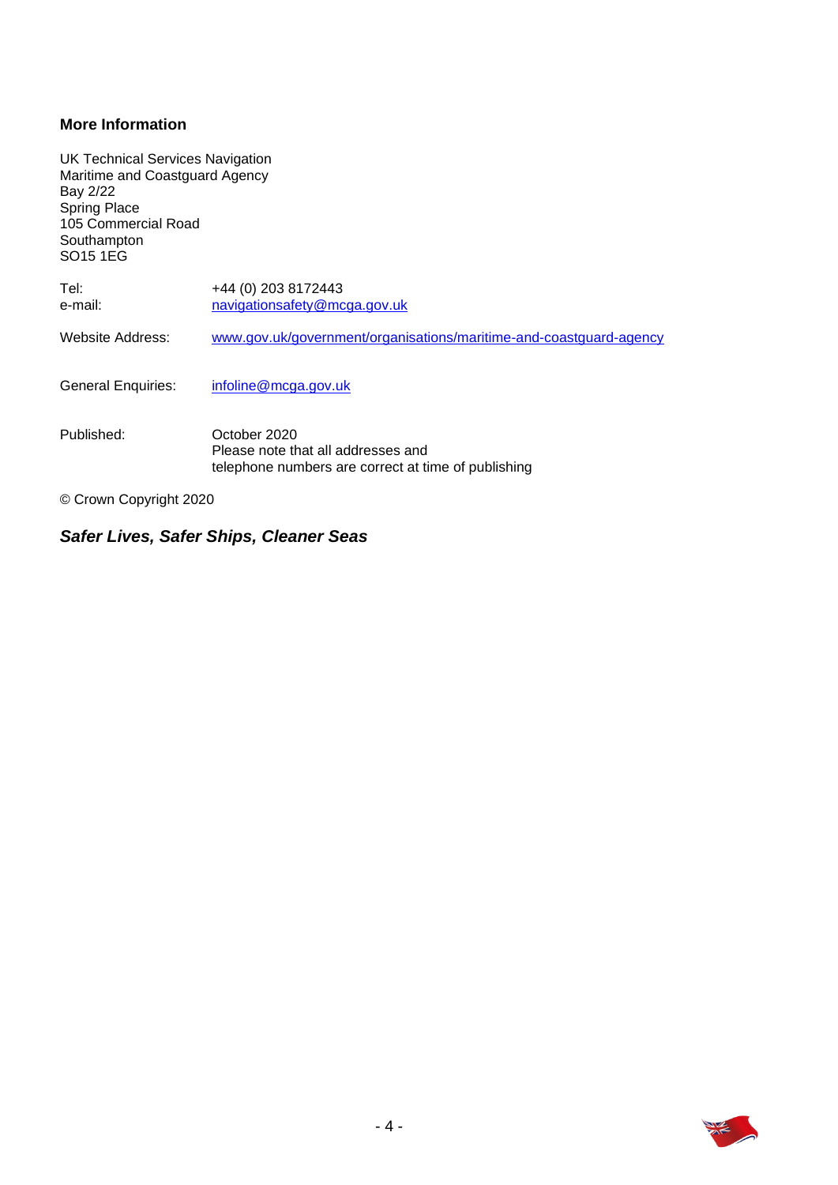### More Information

UK Technical Services Navigation
Maritime and Coastguard Agency
Bay 2/22
Spring Place
105 Commercial Road
Southampton
SO15 1EG

| | |
|---|---|
| Tel: | +44 (0) 203 8172443 |
| e-mail: | navigationsafety@mcga.gov.uk |
| Website Address: | www.gov.uk/government/organisations/maritime-and-coastguard-agency |
| General Enquiries: | infoline@mcga.gov.uk |
| Published: | October 2020<br>Please note that all addresses and telephone numbers are correct at time of publishing |

© Crown Copyright 2020

***Safer Lives, Safer Ships, Cleaner Seas***